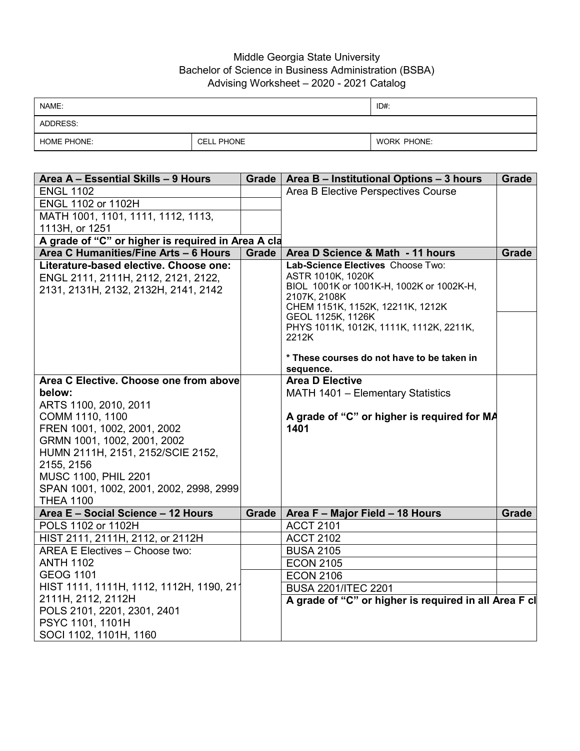Middle Georgia State University
Bachelor of Science in Business Administration (BSBA)
Advising Worksheet – 2020 - 2021 Catalog

| NAME: | | ID#: |
|---|---|---|
| ADDRESS: | | |
| HOME PHONE: | CELL PHONE | WORK PHONE: |

| Area A – Essential Skills – 9 Hours | Grade | Area B – Institutional Options – 3 hours | Grade |
|---|---|---|---|
| ENGL 1102 | | Area B Elective Perspectives Course | |
| ENGL 1102 or 1102H | | | |
| MATH 1001, 1101, 1111, 1112, 1113, 1113H, or 1251 | | | |
| **A grade of "C" or higher is required in Area A cla** | | | |
| **Area C Humanities/Fine Arts – 6 Hours** | **Grade** | **Area D Science & Math - 11 hours** | **Grade** |
| **Literature-based elective. Choose one:** ENGL 2111, 2111H, 2112, 2121, 2122, 2131, 2131H, 2132, 2132H, 2141, 2142 | | **Lab-Science Electives** Choose Two: ASTR 1010K, 1020K BIOL 1001K or 1001K-H, 1002K or 1002K-H, 2107K, 2108K CHEM 1151K, 1152K, 12211K, 1212K GEOL 1125K, 1126K PHYS 1011K, 1012K, 1111K, 1112K, 2211K, 2212K **\* These courses do not have to be taken in sequence.** | |
| **Area C Elective. Choose one from above below:** ARTS 1100, 2010, 2011 COMM 1110, 1100 FREN 1001, 1002, 2001, 2002 GRMN 1001, 1002, 2001, 2002 HUMN 2111H, 2151, 2152/SCIE 2152, 2155, 2156 MUSC 1100, PHIL 2201 SPAN 1001, 1002, 2001, 2002, 2998, 2999 THEA 1100 | | **Area D Elective** MATH 1401 – Elementary Statistics **A grade of "C" or higher is required for MA 1401** | |
| **Area E – Social Science – 12 Hours** | **Grade** | **Area F – Major Field – 18 Hours** | **Grade** |
| POLS 1102 or 1102H | | ACCT 2101 | |
| HIST 2111, 2111H, 2112, or 2112H | | ACCT 2102 | |
| AREA E Electives – Choose two: ANTH 1102 GEOG 1101 HIST 1111, 1111H, 1112, 1112H, 1190, 21 2111H, 2112, 2112H POLS 2101, 2201, 2301, 2401 PSYC 1101, 1101H SOCI 1102, 1101H, 1160 | | BUSA 2105 ECON 2105 ECON 2106 BUSA 2201/ITEC 2201 **A grade of "C" or higher is required in all Area F cl** | |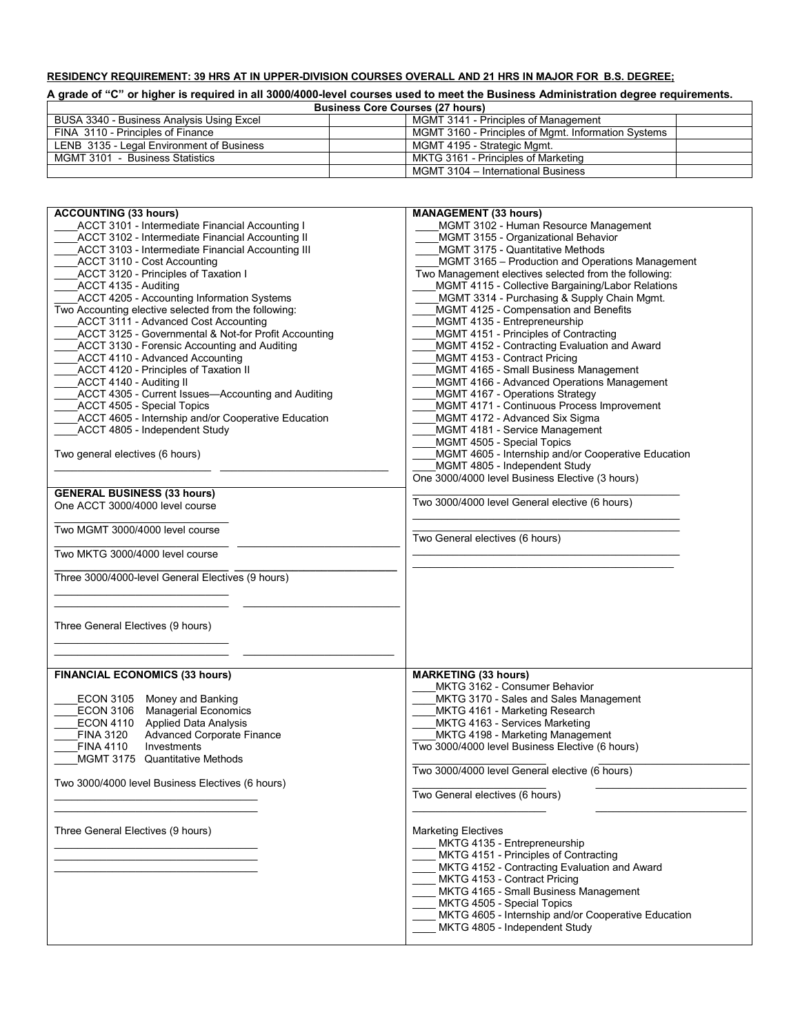**RESIDENCY REQUIREMENT: 39 HRS AT IN UPPER-DIVISION COURSES OVERALL AND 21 HRS IN MAJOR FOR B.S. DEGREE;**

**A grade of "C" or higher is required in all 3000/4000-level courses used to meet the Business Administration degree requirements.**

| **Business Core Courses (27 hours)** | | | |
|---|---|---|---|
| BUSA 3340 - Business Analysis Using Excel | | MGMT 3141 - Principles of Management | |
| FINA 3110 - Principles of Finance | | MGMT 3160 - Principles of Mgmt. Information Systems | |
| LENB 3135 - Legal Environment of Business | | MGMT 4195 - Strategic Mgmt. | |
| MGMT 3101 - Business Statistics | | MKTG 3161 - Principles of Marketing | |
| | | MGMT 3104 – International Business | |

**ACCOUNTING (33 hours)**

____ACCT 3101 - Intermediate Financial Accounting I
____ACCT 3102 - Intermediate Financial Accounting II
____ACCT 3103 - Intermediate Financial Accounting III
____ACCT 3110 - Cost Accounting
____ACCT 3120 - Principles of Taxation I
____ACCT 4135 - Auditing
____ACCT 4205 - Accounting Information Systems

Two Accounting elective selected from the following:

____ACCT 3111 - Advanced Cost Accounting
____ACCT 3125 - Governmental & Not-for Profit Accounting
____ACCT 3130 - Forensic Accounting and Auditing
____ACCT 4110 - Advanced Accounting
____ACCT 4120 - Principles of Taxation II
____ACCT 4140 - Auditing II
____ACCT 4305 - Current Issues—Accounting and Auditing
____ACCT 4505 - Special Topics
____ACCT 4605 - Internship and/or Cooperative Education
____ACCT 4805 - Independent Study

Two general electives (6 hours)

______________________ ______________________

**GENERAL BUSINESS (33 hours)**

One ACCT 3000/4000 level course

______________________

Two MGMT 3000/4000 level course

______________________ ______________________

Two MKTG 3000/4000 level course

______________________ ______________________

Three 3000/4000-level General Electives (9 hours)

______________________
______________________ ______________________

Three General Electives (9 hours)

______________________
______________________ ______________________

**FINANCIAL ECONOMICS (33 hours)**

____ECON 3105 Money and Banking
____ECON 3106 Managerial Economics
____ECON 4110 Applied Data Analysis
____FINA 3120 Advanced Corporate Finance
____FINA 4110 Investments
____MGMT 3175 Quantitative Methods

Two 3000/4000 level Business Electives (6 hours)

______________________
______________________

Three General Electives (9 hours)

______________________
______________________
______________________

**MANAGEMENT (33 hours)**

____MGMT 3102 - Human Resource Management
____MGMT 3155 - Organizational Behavior
____MGMT 3175 - Quantitative Methods
____MGMT 3165 – Production and Operations Management

Two Management electives selected from the following:

____MGMT 4115 - Collective Bargaining/Labor Relations
____MGMT 3314 - Purchasing & Supply Chain Mgmt.
____MGMT 4125 - Compensation and Benefits
____MGMT 4135 - Entrepreneurship
____MGMT 4151 - Principles of Contracting
____MGMT 4152 - Contracting Evaluation and Award
____MGMT 4153 - Contract Pricing
____MGMT 4165 - Small Business Management
____MGMT 4166 - Advanced Operations Management
____MGMT 4167 - Operations Strategy
____MGMT 4171 - Continuous Process Improvement
____MGMT 4172 - Advanced Six Sigma
____MGMT 4181 - Service Management
____MGMT 4505 - Special Topics
____MGMT 4605 - Internship and/or Cooperative Education
____MGMT 4805 - Independent Study

One 3000/4000 level Business Elective (3 hours)

______________________

Two 3000/4000 level General elective (6 hours)

______________________
______________________

Two General electives (6 hours)

______________________
______________________

**MARKETING (33 hours)**

____MKTG 3162 - Consumer Behavior
____MKTG 3170 - Sales and Sales Management
____MKTG 4161 - Marketing Research
____MKTG 4163 - Services Marketing
____MKTG 4198 - Marketing Management

Two 3000/4000 level Business Elective (6 hours)

______________________ ______________________

Two 3000/4000 level General elective (6 hours)

______________________ ______________________

Two General electives (6 hours)

______________________ ______________________

Marketing Electives

____ MKTG 4135 - Entrepreneurship
____ MKTG 4151 - Principles of Contracting
____ MKTG 4152 - Contracting Evaluation and Award
____ MKTG 4153 - Contract Pricing
____ MKTG 4165 - Small Business Management
____ MKTG 4505 - Special Topics
____ MKTG 4605 - Internship and/or Cooperative Education
____ MKTG 4805 - Independent Study